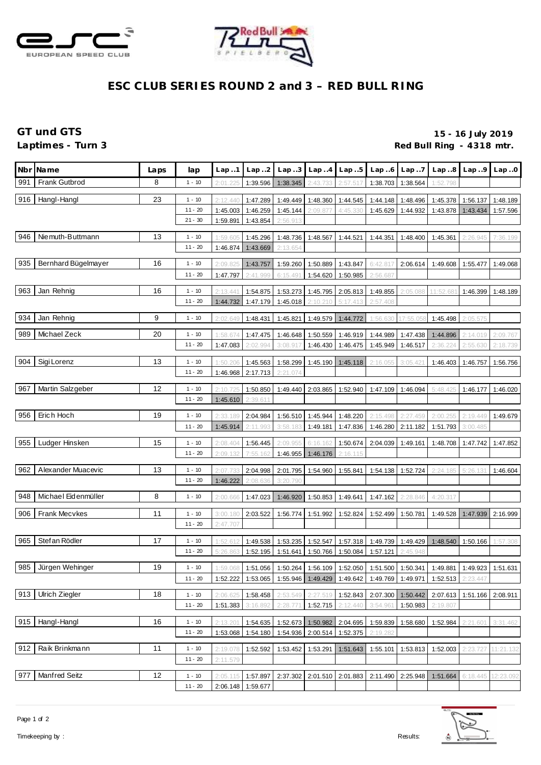# ESC CLUB SERIES ROUND 2 and 3 – RED BULL RING

## GT und GTS

**15 - 16 July 2019**

**Laptimes - Turn 3**

**Red Bull Ring - 4318 mtr.**

| Nbr | Name | Laps | lap | Lap..1 | Lap..2 | Lap..3 | Lap..4 | Lap..5 | Lap..6 | Lap..7 | Lap..8 | Lap..9 | Lap..0 |
|---|---|---|---|---|---|---|---|---|---|---|---|---|---|
| 991 | Frank Gutbrod | 8 | 1 - 10 | 2:01.225 | 1:39.596 | 1:38.345 | 2:43.733 | 2:57.517 | 1:38.703 | 1:38.564 | 1:52.798 | | |
| 916 | Hangl-Hangl | 23 | 1 - 10 | 2:12.440 | 1:47.289 | 1:49.449 | 1:48.360 | 1:44.545 | 1:44.148 | 1:48.496 | 1:45.378 | 1:56.137 | 1:48.189 |
| | | | 11 - 20 | 1:45.003 | 1:46.259 | 1:45.144 | 2:09.877 | 4:45.330 | 1:45.629 | 1:44.932 | 1:43.878 | 1:43.434 | 1:57.596 |
| | | | 21 - 30 | 1:59.891 | 1:43.854 | 2:56.913 | | | | | | | |
| 946 | Niemuth-Buttmann | 13 | 1 - 10 | 1:59.605 | 1:45.296 | 1:48.736 | 1:48.567 | 1:44.521 | 1:44.351 | 1:48.400 | 1:45.361 | 2:26.945 | 7:36.199 |
| | | | 11 - 20 | 1:46.874 | 1:43.669 | 2:13.654 | | | | | | | |
| 935 | Bernhard Bügelmayer | 16 | 1 - 10 | 2:09.825 | 1:43.757 | 1:59.260 | 1:50.889 | 1:43.847 | 6:42.817 | 2:06.614 | 1:49.608 | 1:55.477 | 1:49.068 |
| | | | 11 - 20 | 1:47.797 | 2:41.999 | 6:15.491 | 1:54.620 | 1:50.985 | 2:56.687 | | | | |
| 963 | Jan Rehnig | 16 | 1 - 10 | 2:13.441 | 1:54.875 | 1:53.273 | 1:45.795 | 2:05.813 | 1:49.855 | 2:05.088 | 11:52.681 | 1:46.399 | 1:48.189 |
| | | | 11 - 20 | 1:44.732 | 1:47.179 | 1:45.018 | 2:10.210 | 5:17.413 | 2:57.408 | | | | |
| 934 | Jan Rehnig | 9 | 1 - 10 | 2:02.649 | 1:48.431 | 1:45.821 | 1:49.579 | 1:44.772 | 1:56.630 | 17:55.058 | 1:45.498 | 2:05.575 | |
| 989 | Michael Zeck | 20 | 1 - 10 | 1:58.674 | 1:47.475 | 1:46.648 | 1:50.559 | 1:46.919 | 1:44.989 | 1:47.438 | 1:44.896 | 2:14.019 | 2:09.767 |
| | | | 11 - 20 | 1:47.083 | 2:02.994 | 3:08.917 | 1:46.430 | 1:46.475 | 1:45.949 | 1:46.517 | 2:36.224 | 2:55.630 | 2:18.739 |
| 904 | Sigi Lorenz | 13 | 1 - 10 | 1:50.206 | 1:45.563 | 1:58.299 | 1:45.190 | 1:45.118 | 2:16.055 | 3:05.421 | 1:46.403 | 1:46.757 | 1:56.756 |
| | | | 11 - 20 | 1:46.968 | 2:17.713 | 2:21.074 | | | | | | | |
| 967 | Martin Salzgeber | 12 | 1 - 10 | 2:10.725 | 1:50.850 | 1:49.440 | 2:03.865 | 1:52.940 | 1:47.109 | 1:46.094 | 5:48.425 | 1:46.177 | 1:46.020 |
| | | | 11 - 20 | 1:45.610 | 2:39.611 | | | | | | | | |
| 956 | Erich Hoch | 19 | 1 - 10 | 2:33.189 | 2:04.984 | 1:56.510 | 1:45.944 | 1:48.220 | 2:15.498 | 2:27.459 | 2:00.255 | 2:19.449 | 1:49.679 |
| | | | 11 - 20 | 1:45.914 | 2:11.993 | 3:58.183 | 1:49.181 | 1:47.836 | 1:46.280 | 2:11.182 | 1:51.793 | 3:00.485 | |
| 955 | Ludger Hinsken | 15 | 1 - 10 | 2:08.404 | 1:56.445 | 2:09.955 | 6:16.162 | 1:50.674 | 2:04.039 | 1:49.161 | 1:48.708 | 1:47.742 | 1:47.852 |
| | | | 11 - 20 | 2:09.132 | 7:55.162 | 1:46.955 | 1:46.176 | 2:16.115 | | | | | |
| 962 | Alexander Muacevic | 13 | 1 - 10 | 2:07.733 | 2:04.998 | 2:01.795 | 1:54.960 | 1:55.841 | 1:54.138 | 1:52.724 | 2:24.185 | 5:26.131 | 1:46.604 |
| | | | 11 - 20 | 1:46.222 | 2:08.636 | 3:20.790 | | | | | | | |
| 948 | Michael Eidenmüller | 8 | 1 - 10 | 2:00.666 | 1:47.023 | 1:46.920 | 1:50.853 | 1:49.641 | 1:47.162 | 2:28.846 | 4:20.317 | | |
| 906 | Frank Mecvkes | 11 | 1 - 10 | 3:00.180 | 2:03.522 | 1:56.774 | 1:51.992 | 1:52.824 | 1:52.499 | 1:50.781 | 1:49.528 | 1:47.939 | 2:16.999 |
| | | | 11 - 20 | 2:47.707 | | | | | | | | | |
| 965 | Stefan Rödler | 17 | 1 - 10 | 1:52.612 | 1:49.538 | 1:53.235 | 1:52.547 | 1:57.318 | 1:49.739 | 1:49.429 | 1:48.540 | 1:50.166 | 1:57.308 |
| | | | 11 - 20 | 5:26.863 | 1:52.195 | 1:51.641 | 1:50.766 | 1:50.084 | 1:57.121 | 2:45.948 | | | |
| 985 | Jürgen Wehinger | 19 | 1 - 10 | 1:59.068 | 1:51.056 | 1:50.264 | 1:56.109 | 1:52.050 | 1:51.500 | 1:50.341 | 1:49.881 | 1:49.923 | 1:51.631 |
| | | | 11 - 20 | 1:52.222 | 1:53.065 | 1:55.946 | 1:49.429 | 1:49.642 | 1:49.769 | 1:49.971 | 1:52.513 | 2:23.447 | |
| 913 | Ulrich Ziegler | 18 | 1 - 10 | 2:06.625 | 1:58.458 | 2:53.549 | 2:27.519 | 1:52.843 | 2:07.300 | 1:50.442 | 2:07.613 | 1:51.166 | 2:08.911 |
| | | | 11 - 20 | 1:51.383 | 3:16.892 | 2:28.771 | 1:52.715 | 2:12.440 | 3:54.961 | 1:50.983 | 2:19.807 | | |
| 915 | Hangl-Hangl | 16 | 1 - 10 | 2:13.201 | 1:54.635 | 1:52.673 | 1:50.982 | 2:04.695 | 1:59.839 | 1:58.680 | 1:52.984 | 2:21.601 | 3:31.462 |
| | | | 11 - 20 | 1:53.068 | 1:54.180 | 1:54.936 | 2:00.514 | 1:52.375 | 2:19.282 | | | | |
| 912 | Raik Brinkmann | 11 | 1 - 10 | 2:19.078 | 1:52.592 | 1:53.452 | 1:53.291 | 1:51.643 | 1:55.101 | 1:53.813 | 1:52.003 | 2:23.727 | 11:21.132 |
| | | | 11 - 20 | 2:11.579 | | | | | | | | | |
| 977 | Manfred Seitz | 12 | 1 - 10 | 2:05.115 | 1:57.897 | 2:37.302 | 2:01.510 | 2:01.883 | 2:11.490 | 2:25.948 | 1:51.664 | 6:18.445 | 12:23.092 |
| | | | 11 - 20 | 2:06.148 | 1:59.677 | | | | | | | | |

Timekeeping by :

Results: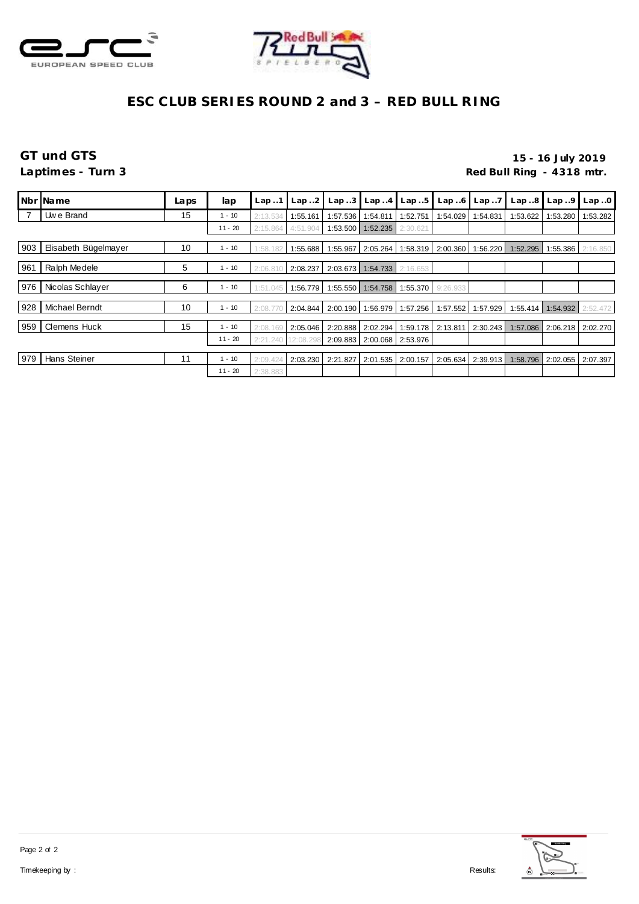# ESC CLUB SERIES ROUND 2 and 3 – RED BULL RING

**GT und GTS**
**Laptimes - Turn 3**

**15 - 16 July 2019**
**Red Bull Ring - 4318 mtr.**

| Nbr | Name | Laps | lap | Lap..1 | Lap..2 | Lap..3 | Lap..4 | Lap..5 | Lap..6 | Lap..7 | Lap..8 | Lap..9 | Lap..0 |
|---|---|---|---|---|---|---|---|---|---|---|---|---|---|
| 7 | Uwe Brand | 15 | 1 - 10 | 2:13.534 | 1:55.161 | 1:57.536 | 1:54.811 | 1:52.751 | 1:54.029 | 1:54.831 | 1:53.622 | 1:53.280 | 1:53.282 |
| | | | 11 - 20 | 2:15.864 | 4:51.904 | 1:53.500 | 1:52.235 | 2:30.621 | | | | | |
| 903 | Elisabeth Bügelmayer | 10 | 1 - 10 | 1:58.182 | 1:55.688 | 1:55.967 | 2:05.264 | 1:58.319 | 2:00.360 | 1:56.220 | 1:52.295 | 1:55.386 | 2:16.850 |
| 961 | Ralph Medele | 5 | 1 - 10 | 2:06.810 | 2:08.237 | 2:03.673 | 1:54.733 | 2:16.653 | | | | | |
| 976 | Nicolas Schlayer | 6 | 1 - 10 | 1:51.045 | 1:56.779 | 1:55.550 | 1:54.758 | 1:55.370 | 9:26.933 | | | | |
| 928 | Michael Berndt | 10 | 1 - 10 | 2:08.770 | 2:04.844 | 2:00.190 | 1:56.979 | 1:57.256 | 1:57.552 | 1:57.929 | 1:55.414 | 1:54.932 | 2:52.472 |
| 959 | Clemens Huck | 15 | 1 - 10 | 2:08.169 | 2:05.046 | 2:20.888 | 2:02.294 | 1:59.178 | 2:13.811 | 2:30.243 | 1:57.086 | 2:06.218 | 2:02.270 |
| | | | 11 - 20 | 2:21.240 | 12:08.298 | 2:09.883 | 2:00.068 | 2:53.976 | | | | | |
| 979 | Hans Steiner | 11 | 1 - 10 | 2:09.424 | 2:03.230 | 2:21.827 | 2:01.535 | 2:00.157 | 2:05.634 | 2:39.913 | 1:58.796 | 2:02.055 | 2:07.397 |
| | | | 11 - 20 | 2:38.883 | | | | | | | | | |

Timekeeping by :

Results: